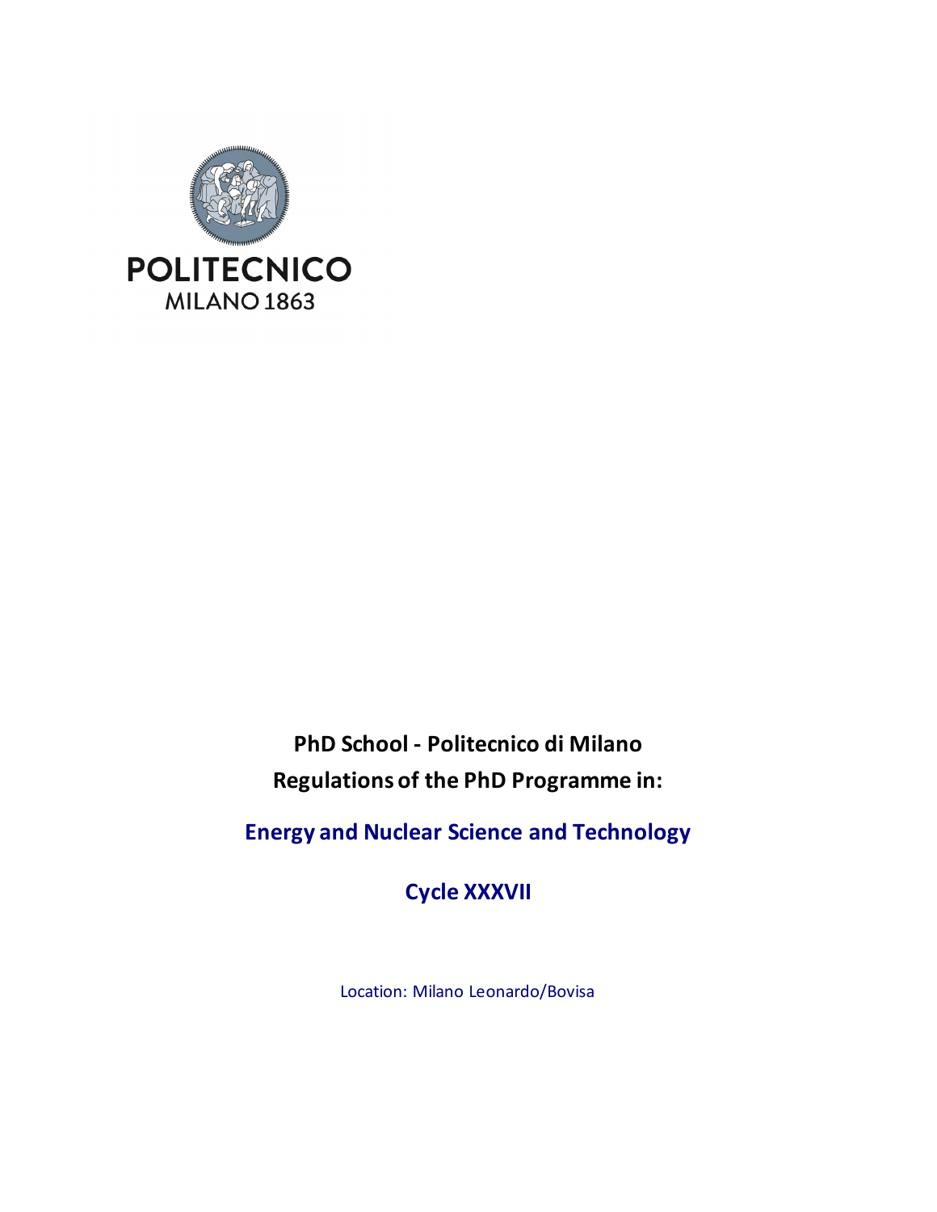POLITECNICO
MILANO 1863

**PhD School - Politecnico di Milano**
**Regulations of the PhD Programme in:**

# Energy and Nuclear Science and Technology

## Cycle XXXVII

Location: Milano Leonardo/Bovisa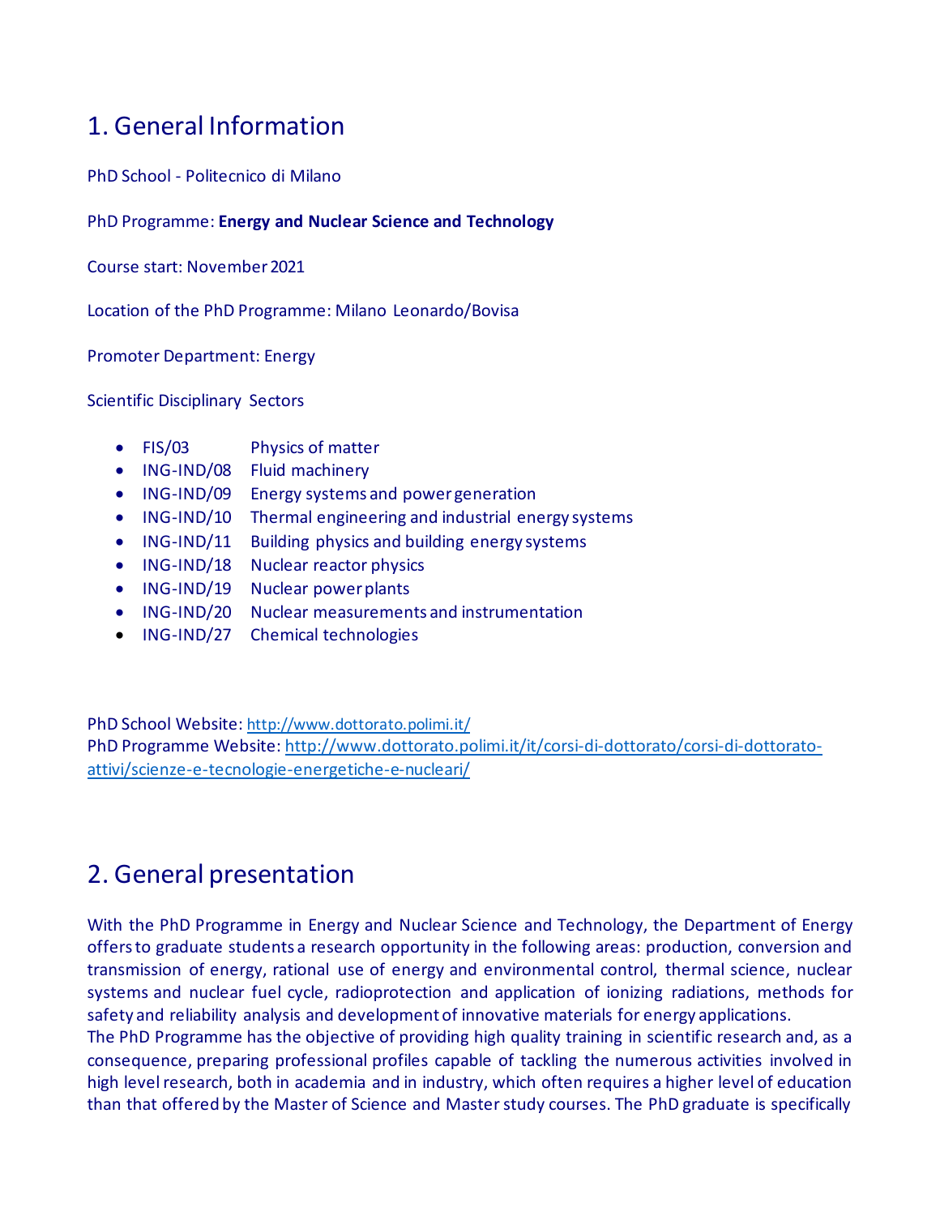# 1. General Information

PhD School - Politecnico di Milano

PhD Programme: **Energy and Nuclear Science and Technology**

Course start: November 2021

Location of the PhD Programme: Milano Leonardo/Bovisa

Promoter Department: Energy

Scientific Disciplinary Sectors

- FIS/03 Physics of matter
- ING-IND/08 Fluid machinery
- ING-IND/09 Energy systems and power generation
- ING-IND/10 Thermal engineering and industrial energy systems
- ING-IND/11 Building physics and building energy systems
- ING-IND/18 Nuclear reactor physics
- ING-IND/19 Nuclear power plants
- ING-IND/20 Nuclear measurements and instrumentation
- ING-IND/27 Chemical technologies

PhD School Website: http://www.dottorato.polimi.it/
PhD Programme Website: http://www.dottorato.polimi.it/it/corsi-di-dottorato/corsi-di-dottorato-attivi/scienze-e-tecnologie-energetiche-e-nucleari/

# 2. General presentation

With the PhD Programme in Energy and Nuclear Science and Technology, the Department of Energy offers to graduate students a research opportunity in the following areas: production, conversion and transmission of energy, rational use of energy and environmental control, thermal science, nuclear systems and nuclear fuel cycle, radioprotection and application of ionizing radiations, methods for safety and reliability analysis and development of innovative materials for energy applications.
The PhD Programme has the objective of providing high quality training in scientific research and, as a consequence, preparing professional profiles capable of tackling the numerous activities involved in high level research, both in academia and in industry, which often requires a higher level of education than that offered by the Master of Science and Master study courses. The PhD graduate is specifically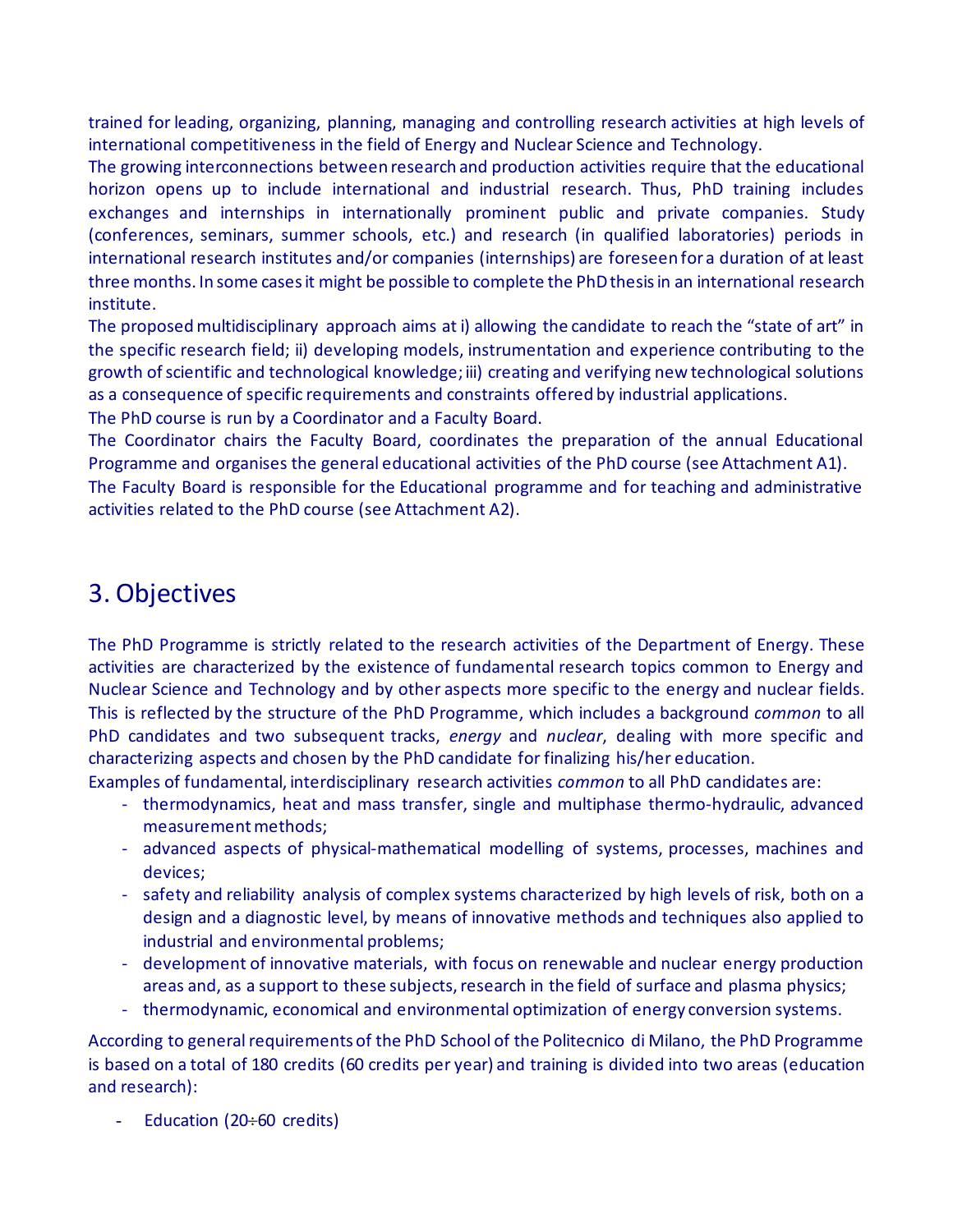trained for leading, organizing, planning, managing and controlling research activities at high levels of international competitiveness in the field of Energy and Nuclear Science and Technology.

The growing interconnections between research and production activities require that the educational horizon opens up to include international and industrial research. Thus, PhD training includes exchanges and internships in internationally prominent public and private companies. Study (conferences, seminars, summer schools, etc.) and research (in qualified laboratories) periods in international research institutes and/or companies (internships) are foreseen for a duration of at least three months. In some cases it might be possible to complete the PhD thesis in an international research institute.

The proposed multidisciplinary approach aims at i) allowing the candidate to reach the "state of art" in the specific research field; ii) developing models, instrumentation and experience contributing to the growth of scientific and technological knowledge; iii) creating and verifying new technological solutions as a consequence of specific requirements and constraints offered by industrial applications.

The PhD course is run by a Coordinator and a Faculty Board.

The Coordinator chairs the Faculty Board, coordinates the preparation of the annual Educational Programme and organises the general educational activities of the PhD course (see Attachment A1).

The Faculty Board is responsible for the Educational programme and for teaching and administrative activities related to the PhD course (see Attachment A2).

# 3. Objectives

The PhD Programme is strictly related to the research activities of the Department of Energy. These activities are characterized by the existence of fundamental research topics common to Energy and Nuclear Science and Technology and by other aspects more specific to the energy and nuclear fields. This is reflected by the structure of the PhD Programme, which includes a background *common* to all PhD candidates and two subsequent tracks, *energy* and *nuclear*, dealing with more specific and characterizing aspects and chosen by the PhD candidate for finalizing his/her education.

Examples of fundamental, interdisciplinary research activities *common* to all PhD candidates are:

- thermodynamics, heat and mass transfer, single and multiphase thermo-hydraulic, advanced measurement methods;
- advanced aspects of physical-mathematical modelling of systems, processes, machines and devices;
- safety and reliability analysis of complex systems characterized by high levels of risk, both on a design and a diagnostic level, by means of innovative methods and techniques also applied to industrial and environmental problems;
- development of innovative materials, with focus on renewable and nuclear energy production areas and, as a support to these subjects, research in the field of surface and plasma physics;
- thermodynamic, economical and environmental optimization of energy conversion systems.

According to general requirements of the PhD School of the Politecnico di Milano, the PhD Programme is based on a total of 180 credits (60 credits per year) and training is divided into two areas (education and research):

- Education (20÷60 credits)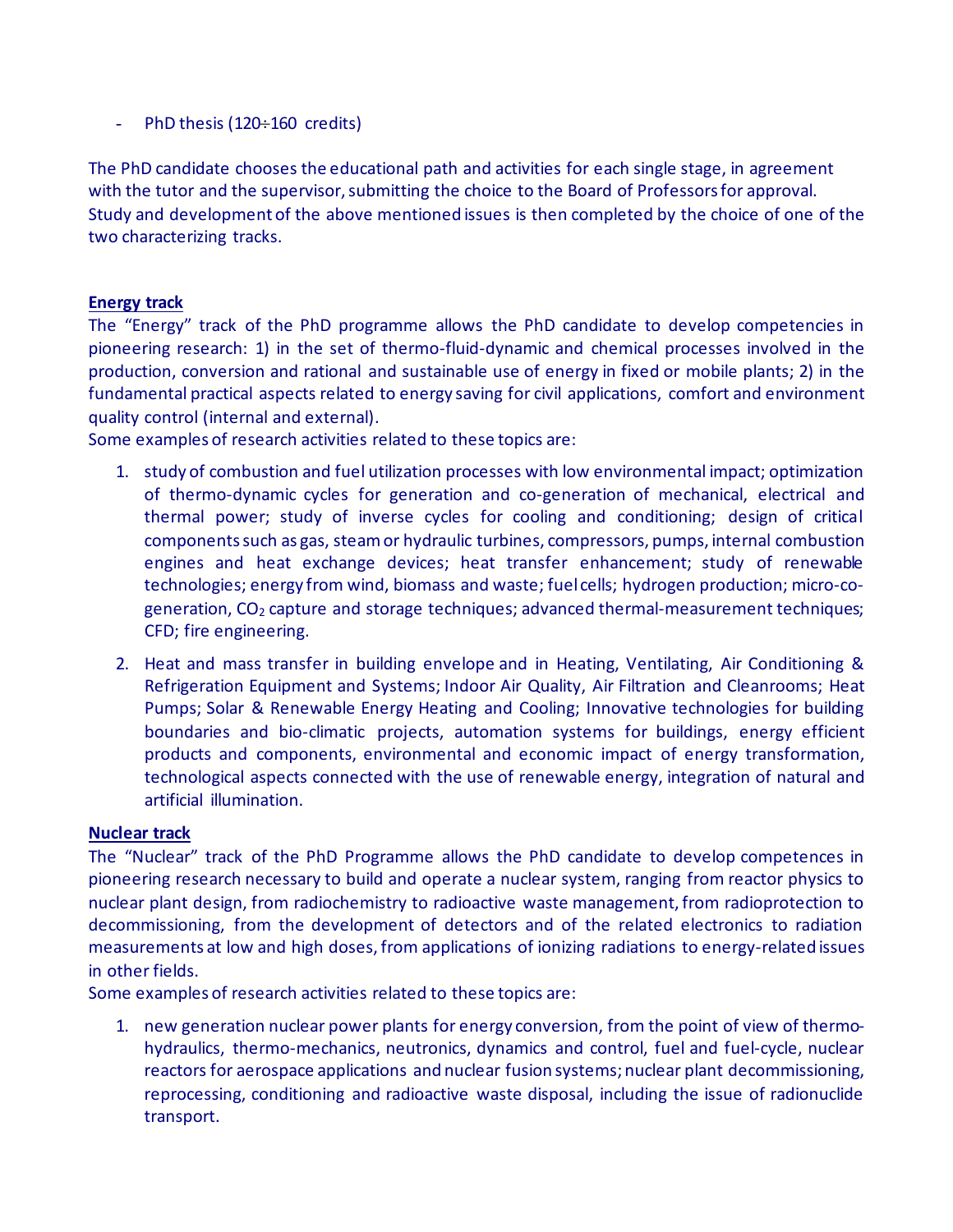- PhD thesis (120÷160 credits)

The PhD candidate chooses the educational path and activities for each single stage, in agreement with the tutor and the supervisor, submitting the choice to the Board of Professors for approval. Study and development of the above mentioned issues is then completed by the choice of one of the two characterizing tracks.

**Energy track**

The "Energy" track of the PhD programme allows the PhD candidate to develop competencies in pioneering research: 1) in the set of thermo-fluid-dynamic and chemical processes involved in the production, conversion and rational and sustainable use of energy in fixed or mobile plants; 2) in the fundamental practical aspects related to energy saving for civil applications, comfort and environment quality control (internal and external).

Some examples of research activities related to these topics are:

1. study of combustion and fuel utilization processes with low environmental impact; optimization of thermo-dynamic cycles for generation and co-generation of mechanical, electrical and thermal power; study of inverse cycles for cooling and conditioning; design of critical components such as gas, steam or hydraulic turbines, compressors, pumps, internal combustion engines and heat exchange devices; heat transfer enhancement; study of renewable technologies; energy from wind, biomass and waste; fuel cells; hydrogen production; micro-co-generation, $CO_2$ capture and storage techniques; advanced thermal-measurement techniques; CFD; fire engineering.
2. Heat and mass transfer in building envelope and in Heating, Ventilating, Air Conditioning & Refrigeration Equipment and Systems; Indoor Air Quality, Air Filtration and Cleanrooms; Heat Pumps; Solar & Renewable Energy Heating and Cooling; Innovative technologies for building boundaries and bio-climatic projects, automation systems for buildings, energy efficient products and components, environmental and economic impact of energy transformation, technological aspects connected with the use of renewable energy, integration of natural and artificial illumination.

**Nuclear track**

The "Nuclear" track of the PhD Programme allows the PhD candidate to develop competences in pioneering research necessary to build and operate a nuclear system, ranging from reactor physics to nuclear plant design, from radiochemistry to radioactive waste management, from radioprotection to decommissioning, from the development of detectors and of the related electronics to radiation measurements at low and high doses, from applications of ionizing radiations to energy-related issues in other fields.

Some examples of research activities related to these topics are:

1. new generation nuclear power plants for energy conversion, from the point of view of thermo-hydraulics, thermo-mechanics, neutronics, dynamics and control, fuel and fuel-cycle, nuclear reactors for aerospace applications and nuclear fusion systems; nuclear plant decommissioning, reprocessing, conditioning and radioactive waste disposal, including the issue of radionuclide transport.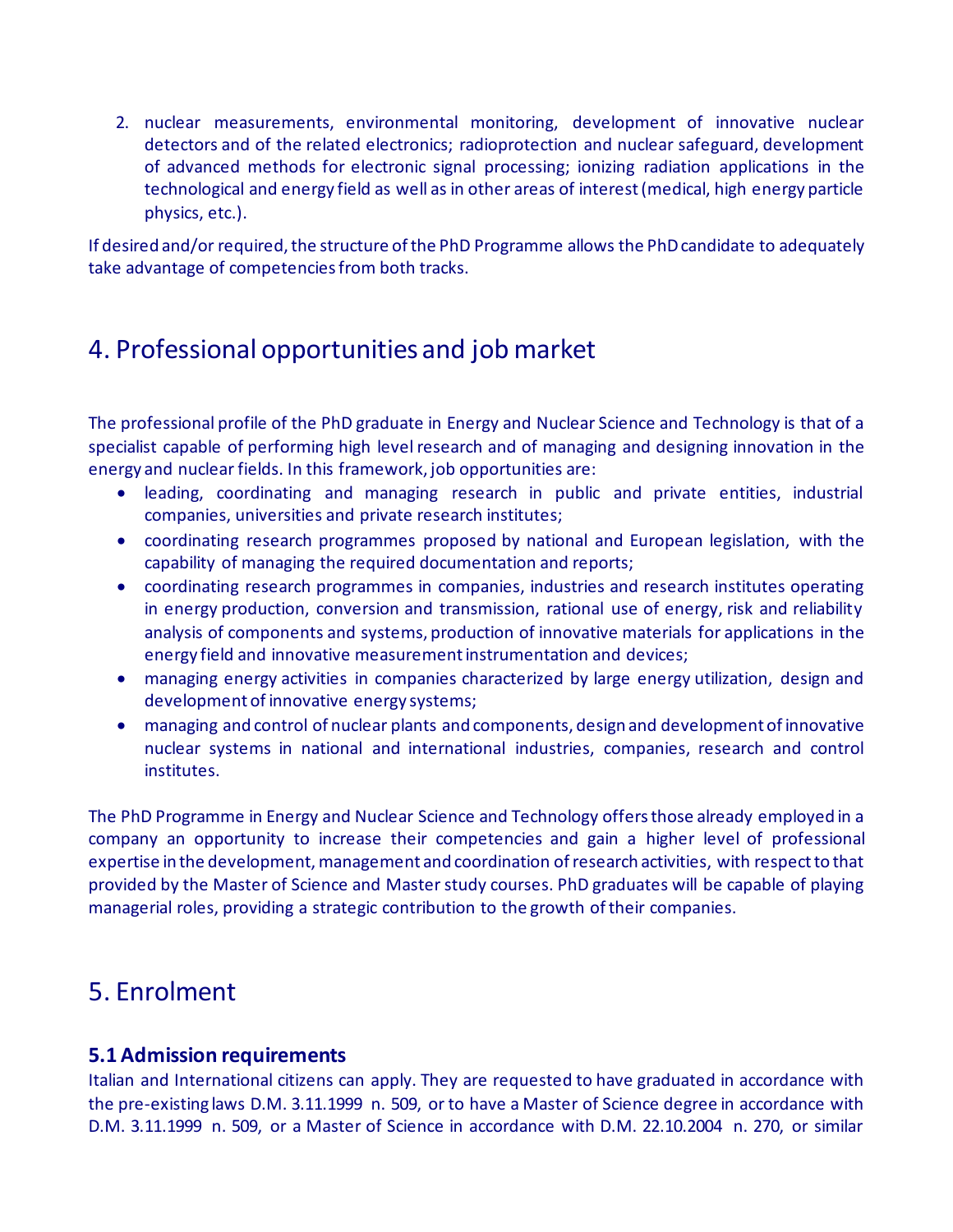2. nuclear measurements, environmental monitoring, development of innovative nuclear detectors and of the related electronics; radioprotection and nuclear safeguard, development of advanced methods for electronic signal processing; ionizing radiation applications in the technological and energy field as well as in other areas of interest (medical, high energy particle physics, etc.).

If desired and/or required, the structure of the PhD Programme allows the PhD candidate to adequately take advantage of competencies from both tracks.

## 4. Professional opportunities and job market

The professional profile of the PhD graduate in Energy and Nuclear Science and Technology is that of a specialist capable of performing high level research and of managing and designing innovation in the energy and nuclear fields. In this framework, job opportunities are:

- leading, coordinating and managing research in public and private entities, industrial companies, universities and private research institutes;
- coordinating research programmes proposed by national and European legislation, with the capability of managing the required documentation and reports;
- coordinating research programmes in companies, industries and research institutes operating in energy production, conversion and transmission, rational use of energy, risk and reliability analysis of components and systems, production of innovative materials for applications in the energy field and innovative measurement instrumentation and devices;
- managing energy activities in companies characterized by large energy utilization, design and development of innovative energy systems;
- managing and control of nuclear plants and components, design and development of innovative nuclear systems in national and international industries, companies, research and control institutes.

The PhD Programme in Energy and Nuclear Science and Technology offers those already employed in a company an opportunity to increase their competencies and gain a higher level of professional expertise in the development, management and coordination of research activities, with respect to that provided by the Master of Science and Master study courses. PhD graduates will be capable of playing managerial roles, providing a strategic contribution to the growth of their companies.

## 5. Enrolment

### 5.1 Admission requirements

Italian and International citizens can apply. They are requested to have graduated in accordance with the pre-existing laws D.M. 3.11.1999 n. 509, or to have a Master of Science degree in accordance with D.M. 3.11.1999 n. 509, or a Master of Science in accordance with D.M. 22.10.2004 n. 270, or similar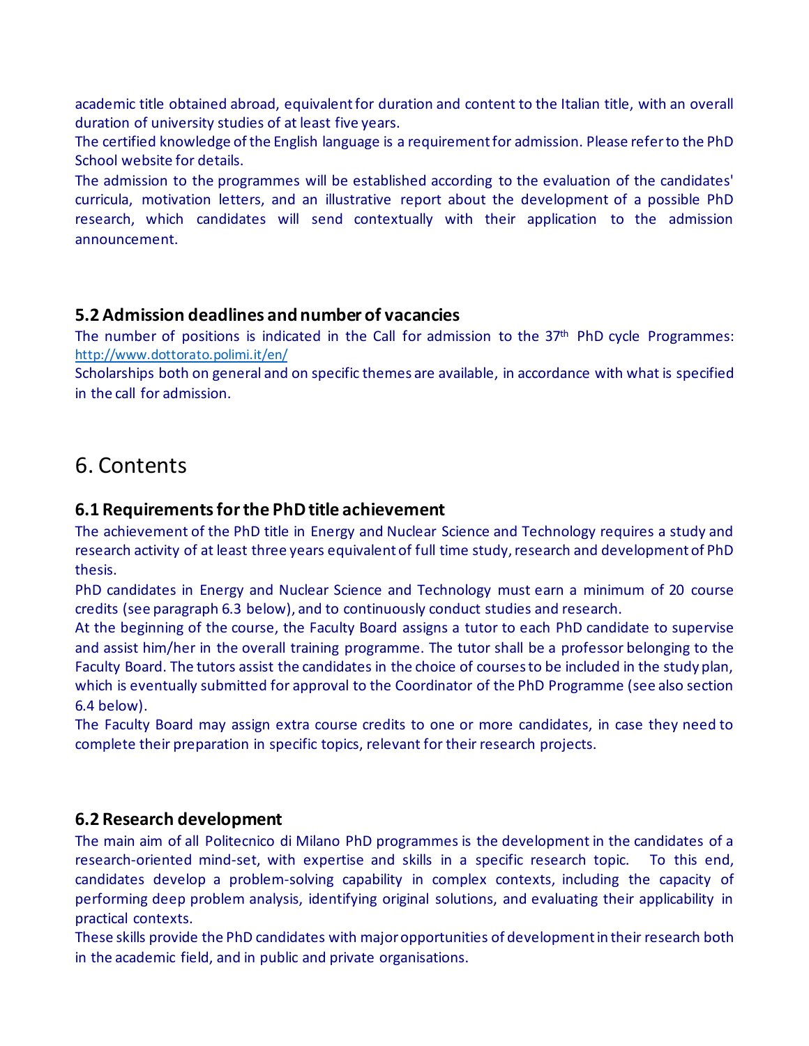academic title obtained abroad, equivalent for duration and content to the Italian title, with an overall duration of university studies of at least five years.
The certified knowledge of the English language is a requirement for admission. Please refer to the PhD School website for details.
The admission to the programmes will be established according to the evaluation of the candidates' curricula, motivation letters, and an illustrative report about the development of a possible PhD research, which candidates will send contextually with their application to the admission announcement.

### 5.2 Admission deadlines and number of vacancies

The number of positions is indicated in the Call for admission to the 37th PhD cycle Programmes: http://www.dottorato.polimi.it/en/
Scholarships both on general and on specific themes are available, in accordance with what is specified in the call for admission.

## 6. Contents

### 6.1 Requirements for the PhD title achievement

The achievement of the PhD title in Energy and Nuclear Science and Technology requires a study and research activity of at least three years equivalent of full time study, research and development of PhD thesis.
PhD candidates in Energy and Nuclear Science and Technology must earn a minimum of 20 course credits (see paragraph 6.3 below), and to continuously conduct studies and research.
At the beginning of the course, the Faculty Board assigns a tutor to each PhD candidate to supervise and assist him/her in the overall training programme. The tutor shall be a professor belonging to the Faculty Board. The tutors assist the candidates in the choice of courses to be included in the study plan, which is eventually submitted for approval to the Coordinator of the PhD Programme (see also section 6.4 below).
The Faculty Board may assign extra course credits to one or more candidates, in case they need to complete their preparation in specific topics, relevant for their research projects.

### 6.2 Research development

The main aim of all Politecnico di Milano PhD programmes is the development in the candidates of a research-oriented mind-set, with expertise and skills in a specific research topic. To this end, candidates develop a problem-solving capability in complex contexts, including the capacity of performing deep problem analysis, identifying original solutions, and evaluating their applicability in practical contexts.
These skills provide the PhD candidates with major opportunities of development in their research both in the academic field, and in public and private organisations.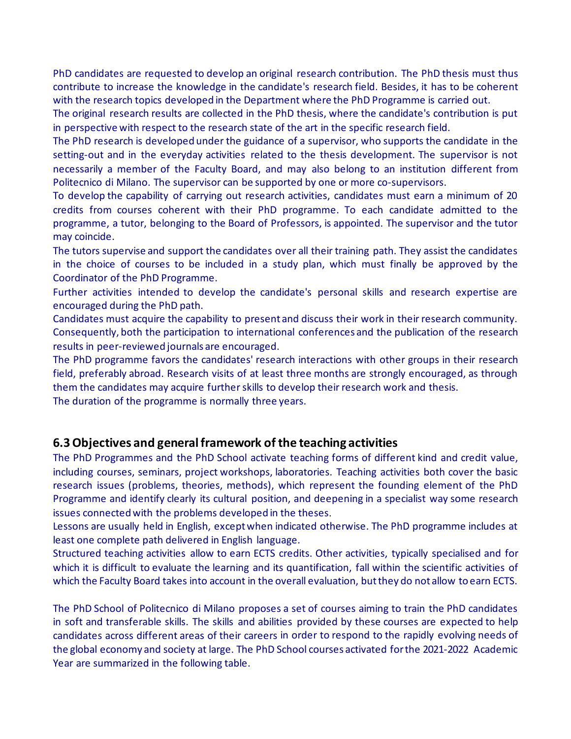PhD candidates are requested to develop an original research contribution. The PhD thesis must thus contribute to increase the knowledge in the candidate's research field. Besides, it has to be coherent with the research topics developed in the Department where the PhD Programme is carried out.

The original research results are collected in the PhD thesis, where the candidate's contribution is put in perspective with respect to the research state of the art in the specific research field.

The PhD research is developed under the guidance of a supervisor, who supports the candidate in the setting-out and in the everyday activities related to the thesis development. The supervisor is not necessarily a member of the Faculty Board, and may also belong to an institution different from Politecnico di Milano. The supervisor can be supported by one or more co-supervisors.

To develop the capability of carrying out research activities, candidates must earn a minimum of 20 credits from courses coherent with their PhD programme. To each candidate admitted to the programme, a tutor, belonging to the Board of Professors, is appointed. The supervisor and the tutor may coincide.

The tutors supervise and support the candidates over all their training path. They assist the candidates in the choice of courses to be included in a study plan, which must finally be approved by the Coordinator of the PhD Programme.

Further activities intended to develop the candidate's personal skills and research expertise are encouraged during the PhD path.

Candidates must acquire the capability to present and discuss their work in their research community. Consequently, both the participation to international conferences and the publication of the research results in peer-reviewed journals are encouraged.

The PhD programme favors the candidates' research interactions with other groups in their research field, preferably abroad. Research visits of at least three months are strongly encouraged, as through them the candidates may acquire further skills to develop their research work and thesis.

The duration of the programme is normally three years.

## 6.3 Objectives and general framework of the teaching activities

The PhD Programmes and the PhD School activate teaching forms of different kind and credit value, including courses, seminars, project workshops, laboratories. Teaching activities both cover the basic research issues (problems, theories, methods), which represent the founding element of the PhD Programme and identify clearly its cultural position, and deepening in a specialist way some research issues connected with the problems developed in the theses.

Lessons are usually held in English, except when indicated otherwise. The PhD programme includes at least one complete path delivered in English language.

Structured teaching activities allow to earn ECTS credits. Other activities, typically specialised and for which it is difficult to evaluate the learning and its quantification, fall within the scientific activities of which the Faculty Board takes into account in the overall evaluation, but they do not allow to earn ECTS.

The PhD School of Politecnico di Milano proposes a set of courses aiming to train the PhD candidates in soft and transferable skills. The skills and abilities provided by these courses are expected to help candidates across different areas of their careers in order to respond to the rapidly evolving needs of the global economy and society at large. The PhD School courses activated for the 2021-2022 Academic Year are summarized in the following table.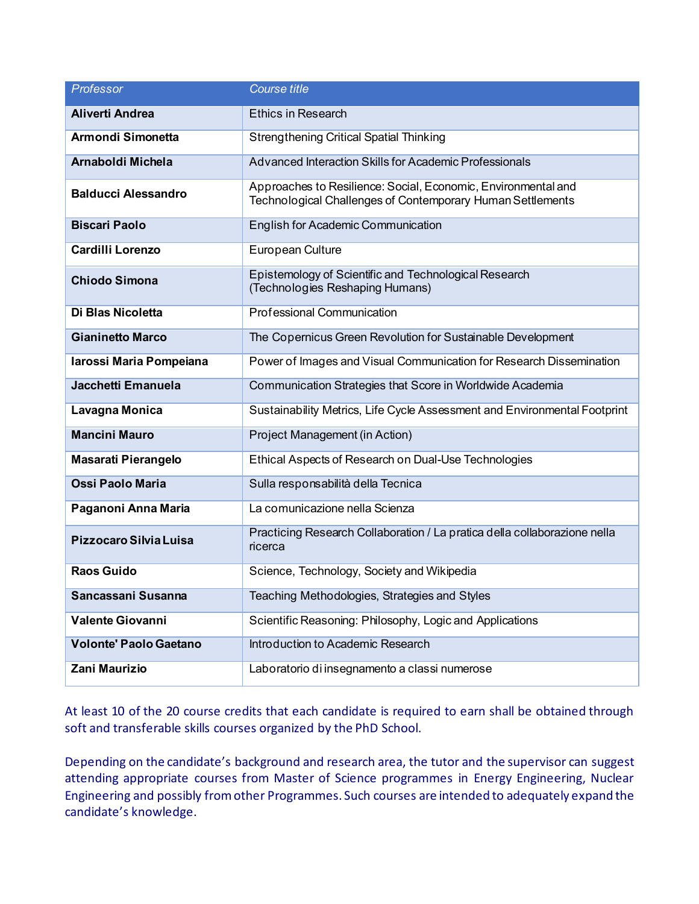| *Professor* | *Course title* |
|---|---|
| **Aliverti Andrea** | Ethics in Research |
| **Armondi Simonetta** | Strengthening Critical Spatial Thinking |
| **Arnaboldi Michela** | Advanced Interaction Skills for Academic Professionals |
| **Balducci Alessandro** | Approaches to Resilience: Social, Economic, Environmental and Technological Challenges of Contemporary Human Settlements |
| **Biscari Paolo** | English for Academic Communication |
| **Cardilli Lorenzo** | European Culture |
| **Chiodo Simona** | Epistemology of Scientific and Technological Research (Technologies Reshaping Humans) |
| **Di Blas Nicoletta** | Professional Communication |
| **Gianinetto Marco** | The Copernicus Green Revolution for Sustainable Development |
| **Iarossi Maria Pompeiana** | Power of Images and Visual Communication for Research Dissemination |
| **Jacchetti Emanuela** | Communication Strategies that Score in Worldwide Academia |
| **Lavagna Monica** | Sustainability Metrics, Life Cycle Assessment and Environmental Footprint |
| **Mancini Mauro** | Project Management (in Action) |
| **Masarati Pierangelo** | Ethical Aspects of Research on Dual-Use Technologies |
| **Ossi Paolo Maria** | Sulla responsabilità della Tecnica |
| **Paganoni Anna Maria** | La comunicazione nella Scienza |
| **Pizzocaro Silvia Luisa** | Practicing Research Collaboration / La pratica della collaborazione nella ricerca |
| **Raos Guido** | Science, Technology, Society and Wikipedia |
| **Sancassani Susanna** | Teaching Methodologies, Strategies and Styles |
| **Valente Giovanni** | Scientific Reasoning: Philosophy, Logic and Applications |
| **Volonte' Paolo Gaetano** | Introduction to Academic Research |
| **Zani Maurizio** | Laboratorio di insegnamento a classi numerose |

At least 10 of the 20 course credits that each candidate is required to earn shall be obtained through soft and transferable skills courses organized by the PhD School.

Depending on the candidate's background and research area, the tutor and the supervisor can suggest attending appropriate courses from Master of Science programmes in Energy Engineering, Nuclear Engineering and possibly from other Programmes. Such courses are intended to adequately expand the candidate's knowledge.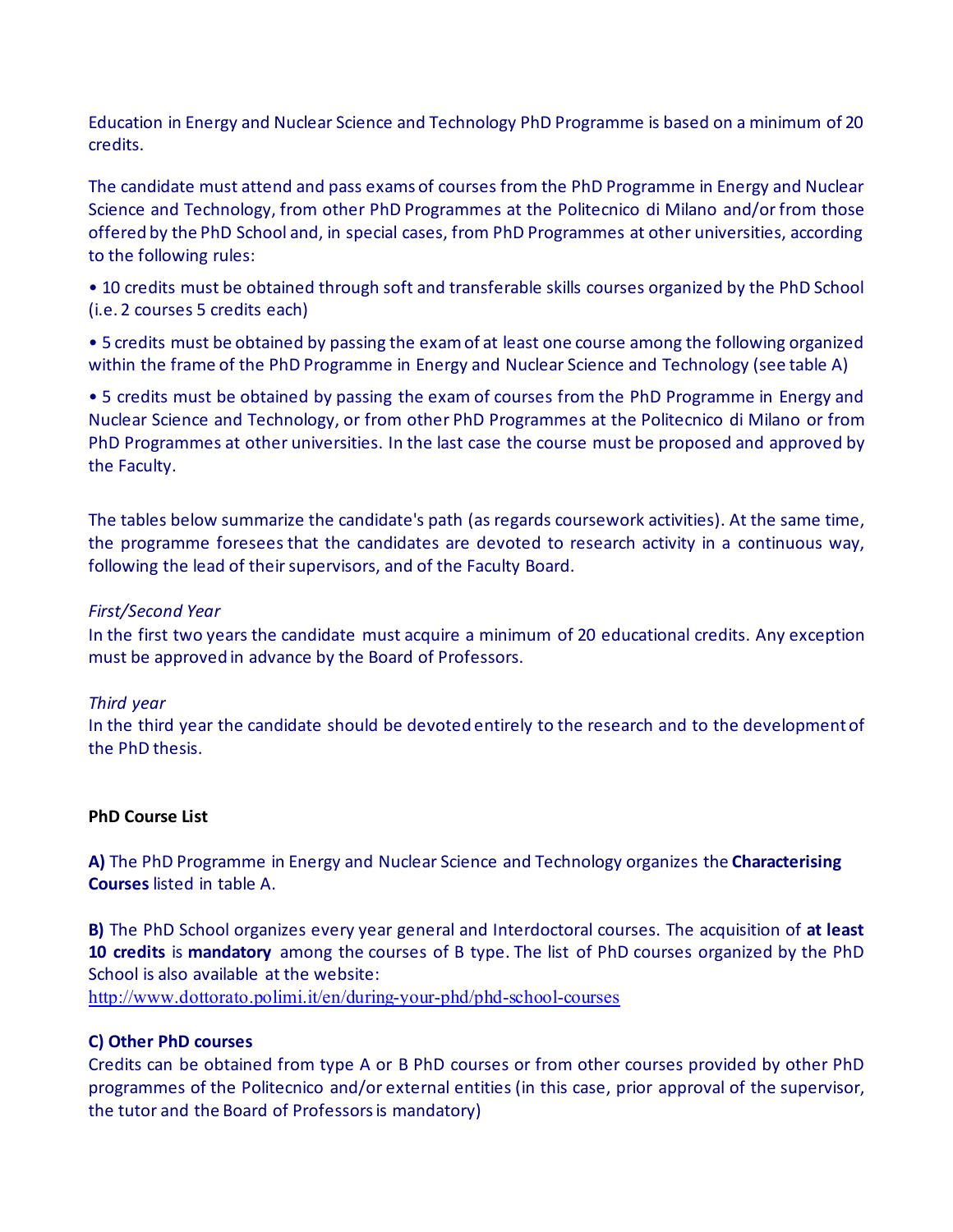Education in Energy and Nuclear Science and Technology PhD Programme is based on a minimum of 20 credits.

The candidate must attend and pass exams of courses from the PhD Programme in Energy and Nuclear Science and Technology, from other PhD Programmes at the Politecnico di Milano and/or from those offered by the PhD School and, in special cases, from PhD Programmes at other universities, according to the following rules:

• 10 credits must be obtained through soft and transferable skills courses organized by the PhD School (i.e. 2 courses 5 credits each)

• 5 credits must be obtained by passing the exam of at least one course among the following organized within the frame of the PhD Programme in Energy and Nuclear Science and Technology (see table A)

• 5 credits must be obtained by passing the exam of courses from the PhD Programme in Energy and Nuclear Science and Technology, or from other PhD Programmes at the Politecnico di Milano or from PhD Programmes at other universities. In the last case the course must be proposed and approved by the Faculty.

The tables below summarize the candidate's path (as regards coursework activities). At the same time, the programme foresees that the candidates are devoted to research activity in a continuous way, following the lead of their supervisors, and of the Faculty Board.

*First/Second Year*
In the first two years the candidate must acquire a minimum of 20 educational credits. Any exception must be approved in advance by the Board of Professors.

*Third year*
In the third year the candidate should be devoted entirely to the research and to the development of the PhD thesis.

**PhD Course List**

**A)** The PhD Programme in Energy and Nuclear Science and Technology organizes the **Characterising Courses** listed in table A.

**B)** The PhD School organizes every year general and Interdoctoral courses. The acquisition of **at least 10 credits** is **mandatory** among the courses of B type. The list of PhD courses organized by the PhD School is also available at the website:
http://www.dottorato.polimi.it/en/during-your-phd/phd-school-courses

**C) Other PhD courses**
Credits can be obtained from type A or B PhD courses or from other courses provided by other PhD programmes of the Politecnico and/or external entities (in this case, prior approval of the supervisor, the tutor and the Board of Professors is mandatory)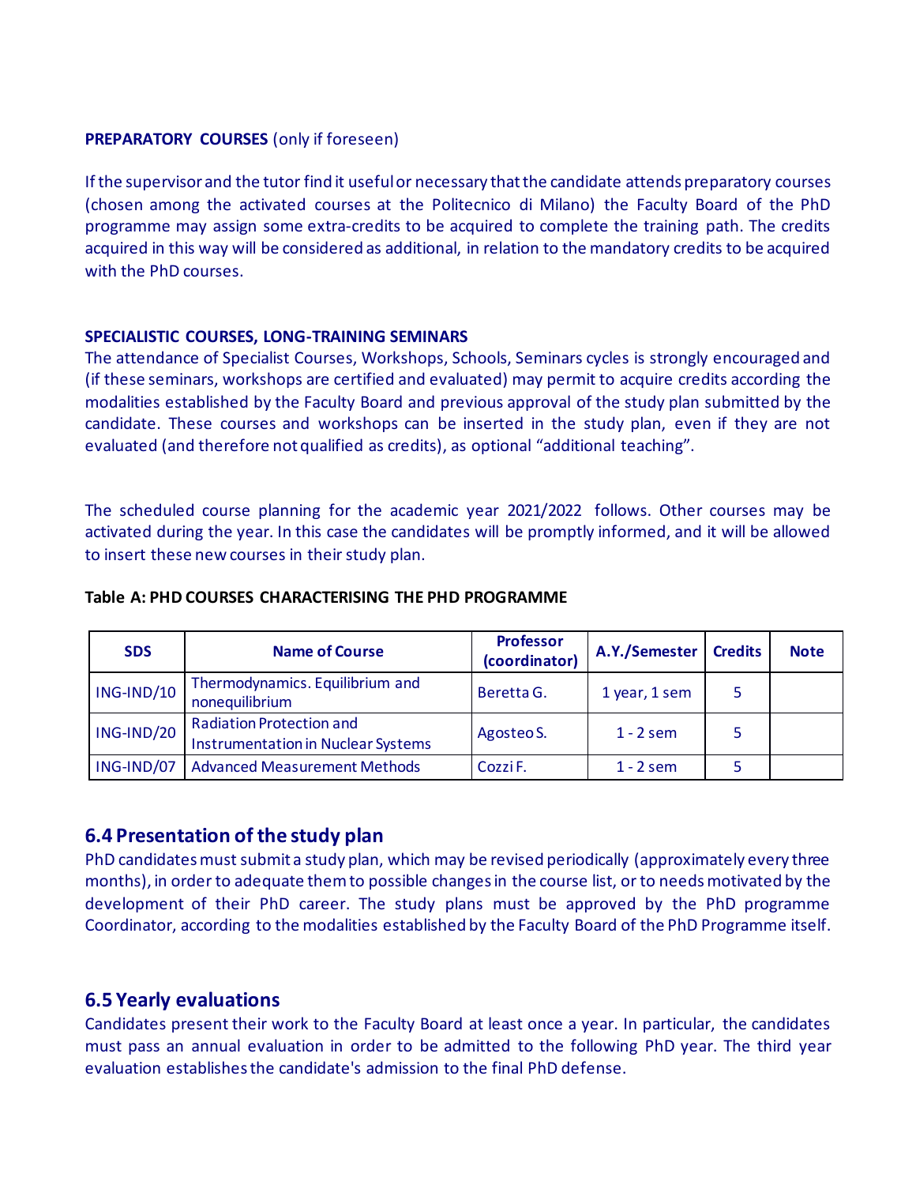**PREPARATORY COURSES** (only if foreseen)

If the supervisor and the tutor find it useful or necessary that the candidate attends preparatory courses (chosen among the activated courses at the Politecnico di Milano) the Faculty Board of the PhD programme may assign some extra-credits to be acquired to complete the training path. The credits acquired in this way will be considered as additional, in relation to the mandatory credits to be acquired with the PhD courses.

**SPECIALISTIC COURSES, LONG-TRAINING SEMINARS**

The attendance of Specialist Courses, Workshops, Schools, Seminars cycles is strongly encouraged and (if these seminars, workshops are certified and evaluated) may permit to acquire credits according the modalities established by the Faculty Board and previous approval of the study plan submitted by the candidate. These courses and workshops can be inserted in the study plan, even if they are not evaluated (and therefore not qualified as credits), as optional "additional teaching".

The scheduled course planning for the academic year 2021/2022 follows. Other courses may be activated during the year. In this case the candidates will be promptly informed, and it will be allowed to insert these new courses in their study plan.

**Table A: PHD COURSES CHARACTERISING THE PHD PROGRAMME**

| SDS | Name of Course | Professor (coordinator) | A.Y./Semester | Credits | Note |
|---|---|---|---|---|---|
| ING-IND/10 | Thermodynamics. Equilibrium and nonequilibrium | Beretta G. | 1 year, 1 sem | 5 | |
| ING-IND/20 | Radiation Protection and Instrumentation in Nuclear Systems | Agosteo S. | 1 - 2 sem | 5 | |
| ING-IND/07 | Advanced Measurement Methods | Cozzi F. | 1 - 2 sem | 5 | |

## 6.4 Presentation of the study plan

PhD candidates must submit a study plan, which may be revised periodically (approximately every three months), in order to adequate them to possible changes in the course list, or to needs motivated by the development of their PhD career. The study plans must be approved by the PhD programme Coordinator, according to the modalities established by the Faculty Board of the PhD Programme itself.

## 6.5 Yearly evaluations

Candidates present their work to the Faculty Board at least once a year. In particular, the candidates must pass an annual evaluation in order to be admitted to the following PhD year. The third year evaluation establishes the candidate's admission to the final PhD defense.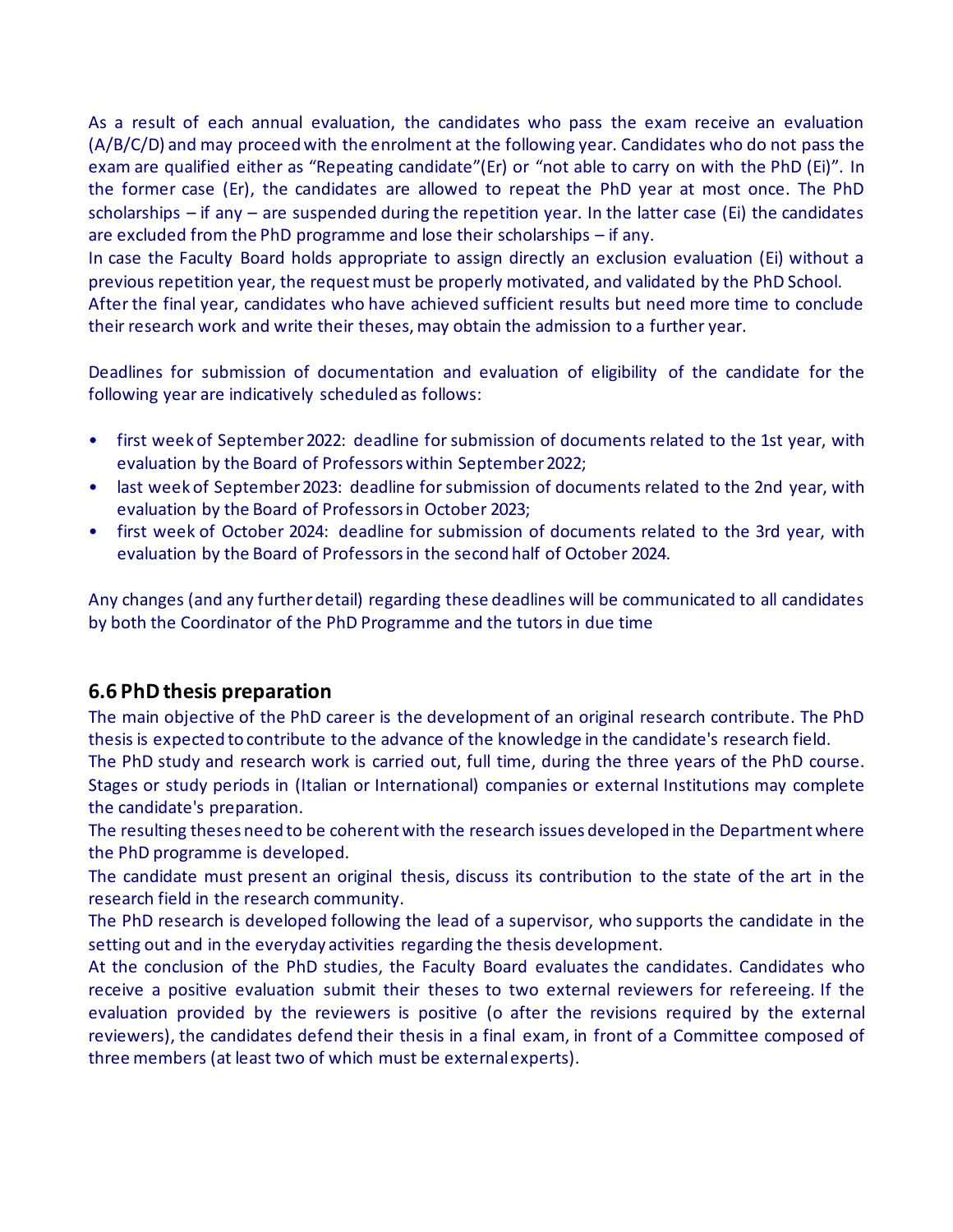As a result of each annual evaluation, the candidates who pass the exam receive an evaluation (A/B/C/D) and may proceed with the enrolment at the following year. Candidates who do not pass the exam are qualified either as "Repeating candidate"(Er) or "not able to carry on with the PhD (Ei)". In the former case (Er), the candidates are allowed to repeat the PhD year at most once. The PhD scholarships – if any – are suspended during the repetition year. In the latter case (Ei) the candidates are excluded from the PhD programme and lose their scholarships – if any.
In case the Faculty Board holds appropriate to assign directly an exclusion evaluation (Ei) without a previous repetition year, the request must be properly motivated, and validated by the PhD School.
After the final year, candidates who have achieved sufficient results but need more time to conclude their research work and write their theses, may obtain the admission to a further year.

Deadlines for submission of documentation and evaluation of eligibility of the candidate for the following year are indicatively scheduled as follows:

- first week of September 2022: deadline for submission of documents related to the 1st year, with evaluation by the Board of Professors within September 2022;
- last week of September 2023: deadline for submission of documents related to the 2nd year, with evaluation by the Board of Professors in October 2023;
- first week of October 2024: deadline for submission of documents related to the 3rd year, with evaluation by the Board of Professors in the second half of October 2024.

Any changes (and any further detail) regarding these deadlines will be communicated to all candidates by both the Coordinator of the PhD Programme and the tutors in due time

### 6.6 PhD thesis preparation

The main objective of the PhD career is the development of an original research contribute. The PhD thesis is expected to contribute to the advance of the knowledge in the candidate's research field.
The PhD study and research work is carried out, full time, during the three years of the PhD course. Stages or study periods in (Italian or International) companies or external Institutions may complete the candidate's preparation.
The resulting theses need to be coherent with the research issues developed in the Department where the PhD programme is developed.
The candidate must present an original thesis, discuss its contribution to the state of the art in the research field in the research community.
The PhD research is developed following the lead of a supervisor, who supports the candidate in the setting out and in the everyday activities regarding the thesis development.
At the conclusion of the PhD studies, the Faculty Board evaluates the candidates. Candidates who receive a positive evaluation submit their theses to two external reviewers for refereeing. If the evaluation provided by the reviewers is positive (o after the revisions required by the external reviewers), the candidates defend their thesis in a final exam, in front of a Committee composed of three members (at least two of which must be external experts).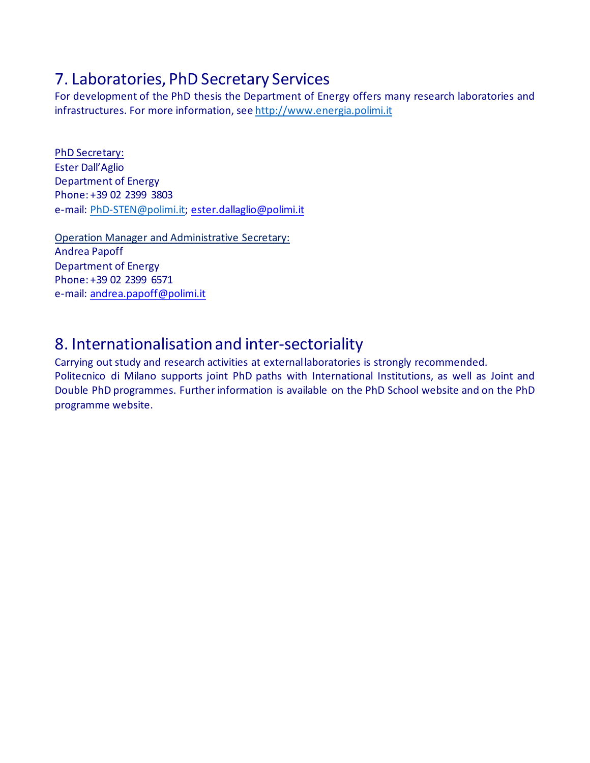## 7. Laboratories, PhD Secretary Services

For development of the PhD thesis the Department of Energy offers many research laboratories and infrastructures. For more information, see http://www.energia.polimi.it

PhD Secretary:
Ester Dall'Aglio
Department of Energy
Phone: +39 02 2399 3803
e-mail: PhD-STEN@polimi.it; ester.dallaglio@polimi.it

Operation Manager and Administrative Secretary:
Andrea Papoff
Department of Energy
Phone: +39 02 2399 6571
e-mail: andrea.papoff@polimi.it

## 8. Internationalisation and inter-sectoriality

Carrying out study and research activities at external laboratories is strongly recommended.
Politecnico di Milano supports joint PhD paths with International Institutions, as well as Joint and Double PhD programmes. Further information is available on the PhD School website and on the PhD programme website.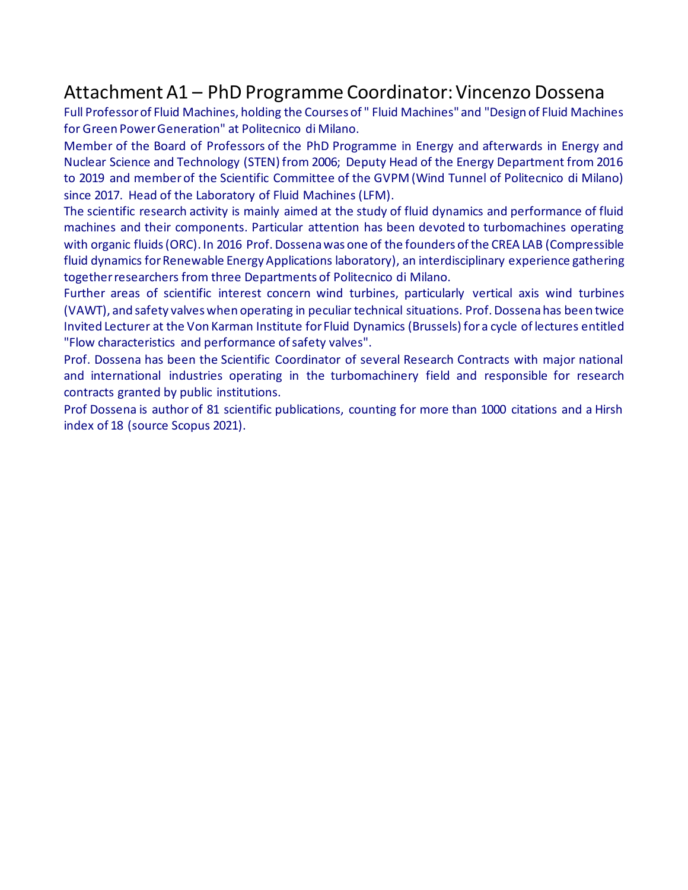# Attachment A1 – PhD Programme Coordinator: Vincenzo Dossena

Full Professor of Fluid Machines, holding the Courses of " Fluid Machines" and "Design of Fluid Machines for Green Power Generation" at Politecnico di Milano.

Member of the Board of Professors of the PhD Programme in Energy and afterwards in Energy and Nuclear Science and Technology (STEN) from 2006; Deputy Head of the Energy Department from 2016 to 2019 and member of the Scientific Committee of the GVPM (Wind Tunnel of Politecnico di Milano) since 2017. Head of the Laboratory of Fluid Machines (LFM).

The scientific research activity is mainly aimed at the study of fluid dynamics and performance of fluid machines and their components. Particular attention has been devoted to turbomachines operating with organic fluids (ORC). In 2016 Prof. Dossena was one of the founders of the CREA LAB (Compressible fluid dynamics for Renewable Energy Applications laboratory), an interdisciplinary experience gathering together researchers from three Departments of Politecnico di Milano.

Further areas of scientific interest concern wind turbines, particularly vertical axis wind turbines (VAWT), and safety valves when operating in peculiar technical situations. Prof. Dossena has been twice Invited Lecturer at the Von Karman Institute for Fluid Dynamics (Brussels) for a cycle of lectures entitled "Flow characteristics and performance of safety valves".

Prof. Dossena has been the Scientific Coordinator of several Research Contracts with major national and international industries operating in the turbomachinery field and responsible for research contracts granted by public institutions.

Prof Dossena is author of 81 scientific publications, counting for more than 1000 citations and a Hirsh index of 18 (source Scopus 2021).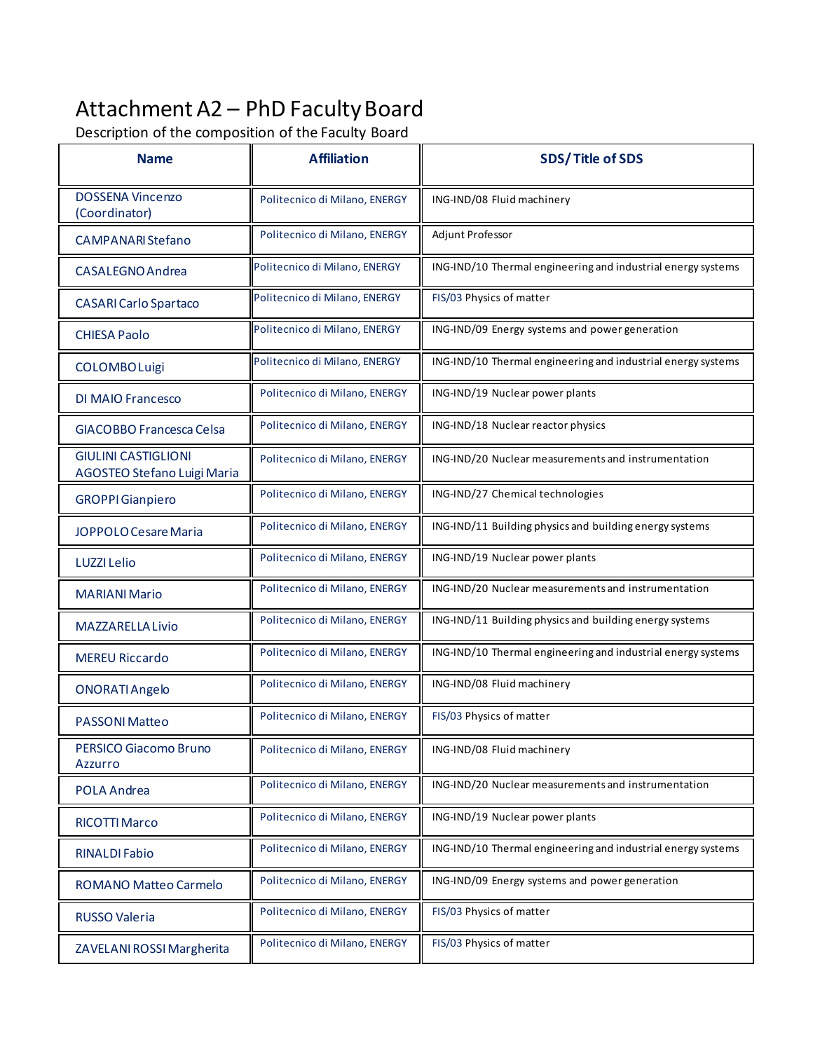# Attachment A2 – PhD Faculty Board

Description of the composition of the Faculty Board

| Name | Affiliation | SDS/ Title of SDS |
| --- | --- | --- |
| DOSSENA Vincenzo (Coordinator) | Politecnico di Milano, ENERGY | ING-IND/08 Fluid machinery |
| CAMPANARI Stefano | Politecnico di Milano, ENERGY | Adjunt Professor |
| CASALEGNO Andrea | Politecnico di Milano, ENERGY | ING-IND/10 Thermal engineering and industrial energy systems |
| CASARI Carlo Spartaco | Politecnico di Milano, ENERGY | FIS/03 Physics of matter |
| CHIESA Paolo | Politecnico di Milano, ENERGY | ING-IND/09 Energy systems and power generation |
| COLOMBO Luigi | Politecnico di Milano, ENERGY | ING-IND/10 Thermal engineering and industrial energy systems |
| DI MAIO Francesco | Politecnico di Milano, ENERGY | ING-IND/19 Nuclear power plants |
| GIACOBBO Francesca Celsa | Politecnico di Milano, ENERGY | ING-IND/18 Nuclear reactor physics |
| GIULINI CASTIGLIONI AGOSTEO Stefano Luigi Maria | Politecnico di Milano, ENERGY | ING-IND/20 Nuclear measurements and instrumentation |
| GROPPI Gianpiero | Politecnico di Milano, ENERGY | ING-IND/27 Chemical technologies |
| JOPPOLO Cesare Maria | Politecnico di Milano, ENERGY | ING-IND/11 Building physics and building energy systems |
| LUZZI Lelio | Politecnico di Milano, ENERGY | ING-IND/19 Nuclear power plants |
| MARIANI Mario | Politecnico di Milano, ENERGY | ING-IND/20 Nuclear measurements and instrumentation |
| MAZZARELLA Livio | Politecnico di Milano, ENERGY | ING-IND/11 Building physics and building energy systems |
| MEREU Riccardo | Politecnico di Milano, ENERGY | ING-IND/10 Thermal engineering and industrial energy systems |
| ONORATI Angelo | Politecnico di Milano, ENERGY | ING-IND/08 Fluid machinery |
| PASSONI Matteo | Politecnico di Milano, ENERGY | FIS/03 Physics of matter |
| PERSICO Giacomo Bruno Azzurro | Politecnico di Milano, ENERGY | ING-IND/08 Fluid machinery |
| POLA Andrea | Politecnico di Milano, ENERGY | ING-IND/20 Nuclear measurements and instrumentation |
| RICOTTI Marco | Politecnico di Milano, ENERGY | ING-IND/19 Nuclear power plants |
| RINALDI Fabio | Politecnico di Milano, ENERGY | ING-IND/10 Thermal engineering and industrial energy systems |
| ROMANO Matteo Carmelo | Politecnico di Milano, ENERGY | ING-IND/09 Energy systems and power generation |
| RUSSO Valeria | Politecnico di Milano, ENERGY | FIS/03 Physics of matter |
| ZAVELANI ROSSI Margherita | Politecnico di Milano, ENERGY | FIS/03 Physics of matter |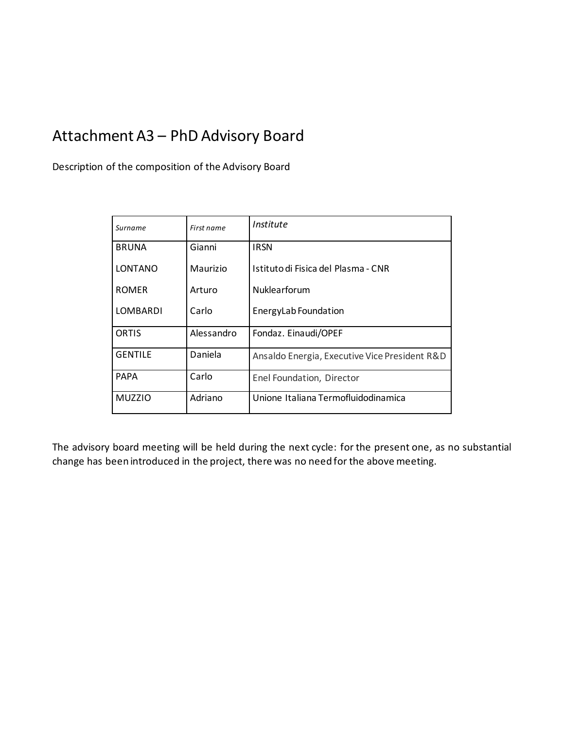# Attachment A3 – PhD Advisory Board

Description of the composition of the Advisory Board

| *Surname* | *First name* | *Institute* |
| --- | --- | --- |
| BRUNA | Gianni | IRSN |
| LONTANO | Maurizio | Istituto di Fisica del Plasma - CNR |
| ROMER | Arturo | Nuklearforum |
| LOMBARDI | Carlo | EnergyLab Foundation |
| ORTIS | Alessandro | Fondaz. Einaudi/OPEF |
| GENTILE | Daniela | Ansaldo Energia, Executive Vice President R&D |
| PAPA | Carlo | Enel Foundation, Director |
| MUZZIO | Adriano | Unione Italiana Termofluidodinamica |

The advisory board meeting will be held during the next cycle: for the present one, as no substantial change has been introduced in the project, there was no need for the above meeting.